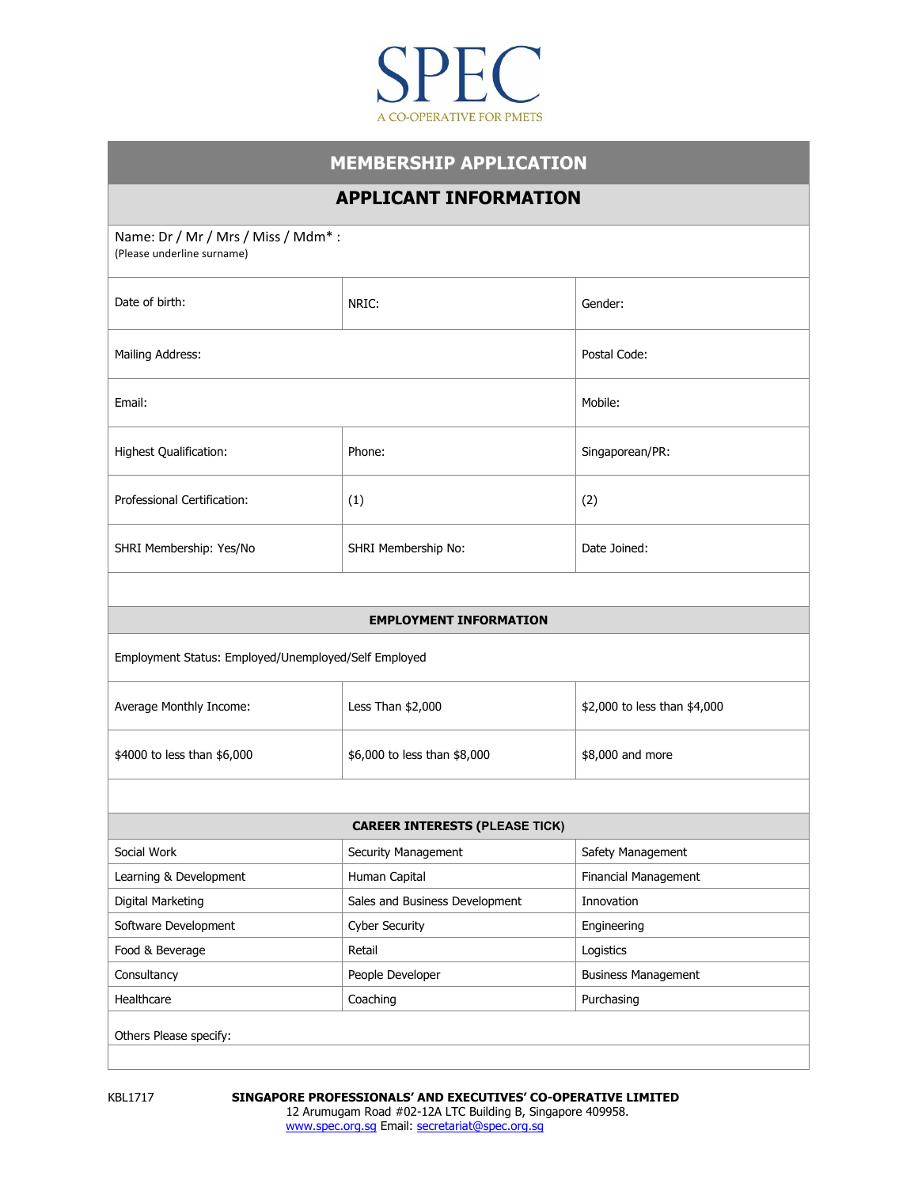SPEC

A CO-OPERATIVE FOR PMETS

## MEMBERSHIP APPLICATION

## APPLICANT INFORMATION

Name: Dr / Mr / Mrs / Miss / Mdm* :
(Please underline surname)

| | | |
|---|---|---|
| Date of birth: | NRIC: | Gender: |
| Mailing Address: | | Postal Code: |
| Email: | | Mobile: |
| Highest Qualification: | Phone: | Singaporean/PR: |
| Professional Certification: | (1) | (2) |
| SHRI Membership: Yes/No | SHRI Membership No: | Date Joined: |

### EMPLOYMENT INFORMATION

Employment Status: Employed/Unemployed/Self Employed

| | | |
|---|---|---|
| Average Monthly Income: | Less Than $2,000 | $2,000 to less than $4,000 |
| $4000 to less than $6,000 | $6,000 to less than $8,000 | $8,000 and more |

### CAREER INTERESTS (PLEASE TICK)

| | | |
|---|---|---|
| Social Work | Security Management | Safety Management |
| Learning & Development | Human Capital | Financial Management |
| Digital Marketing | Sales and Business Development | Innovation |
| Software Development | Cyber Security | Engineering |
| Food & Beverage | Retail | Logistics |
| Consultancy | People Developer | Business Management |
| Healthcare | Coaching | Purchasing |

Others Please specify:

KBL1717

**SINGAPORE PROFESSIONALS' AND EXECUTIVES' CO-OPERATIVE LIMITED**
12 Arumugam Road #02-12A LTC Building B, Singapore 409958.
www.spec.org.sg Email: secretariat@spec.org.sg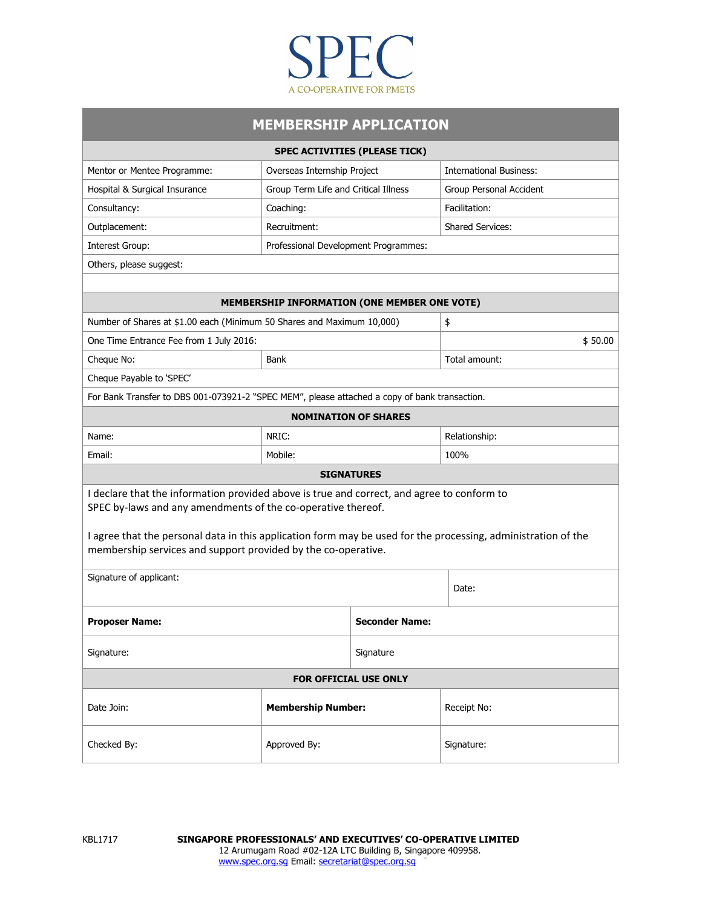# SPEC

A CO-OPERATIVE FOR PMETS

## MEMBERSHIP APPLICATION

| | | |
|---|---|---|
| **SPEC ACTIVITIES (PLEASE TICK)** | | |
| Mentor or Mentee Programme: | Overseas Internship Project | International Business: |
| Hospital & Surgical Insurance | Group Term Life and Critical Illness | Group Personal Accident |
| Consultancy: | Coaching: | Facilitation: |
| Outplacement: | Recruitment: | Shared Services: |
| Interest Group: | Professional Development Programmes: | |
| Others, please suggest: | | |
| | | |
| **MEMBERSHIP INFORMATION (ONE MEMBER ONE VOTE)** | | |
| Number of Shares at $1.00 each (Minimum 50 Shares and Maximum 10,000) | | $ |
| One Time Entrance Fee from 1 July 2016: | | $ 50.00 |
| Cheque No: | Bank | Total amount: |
| Cheque Payable to 'SPEC' | | |
| For Bank Transfer to DBS 001-073921-2 "SPEC MEM", please attached a copy of bank transaction. | | |
| **NOMINATION OF SHARES** | | |
| Name: | NRIC: | Relationship: |
| Email: | Mobile: | 100% |

### SIGNATURES

I declare that the information provided above is true and correct, and agree to conform to SPEC by-laws and any amendments of the co-operative thereof.

I agree that the personal data in this application form may be used for the processing, administration of the membership services and support provided by the co-operative.

| | |
|---|---|
| Signature of applicant: | Date: |
| **Proposer Name:** | **Seconder Name:** |
| Signature: | Signature |

| | | |
|---|---|---|
| **FOR OFFICIAL USE ONLY** | | |
| Date Join: | **Membership Number:** | Receipt No: |
| Checked By: | Approved By: | Signature: |

KBL1717

**SINGAPORE PROFESSIONALS' AND EXECUTIVES' CO-OPERATIVE LIMITED**
12 Arumugam Road #02-12A LTC Building B, Singapore 409958.
www.spec.org.sg Email: secretariat@spec.org.sg